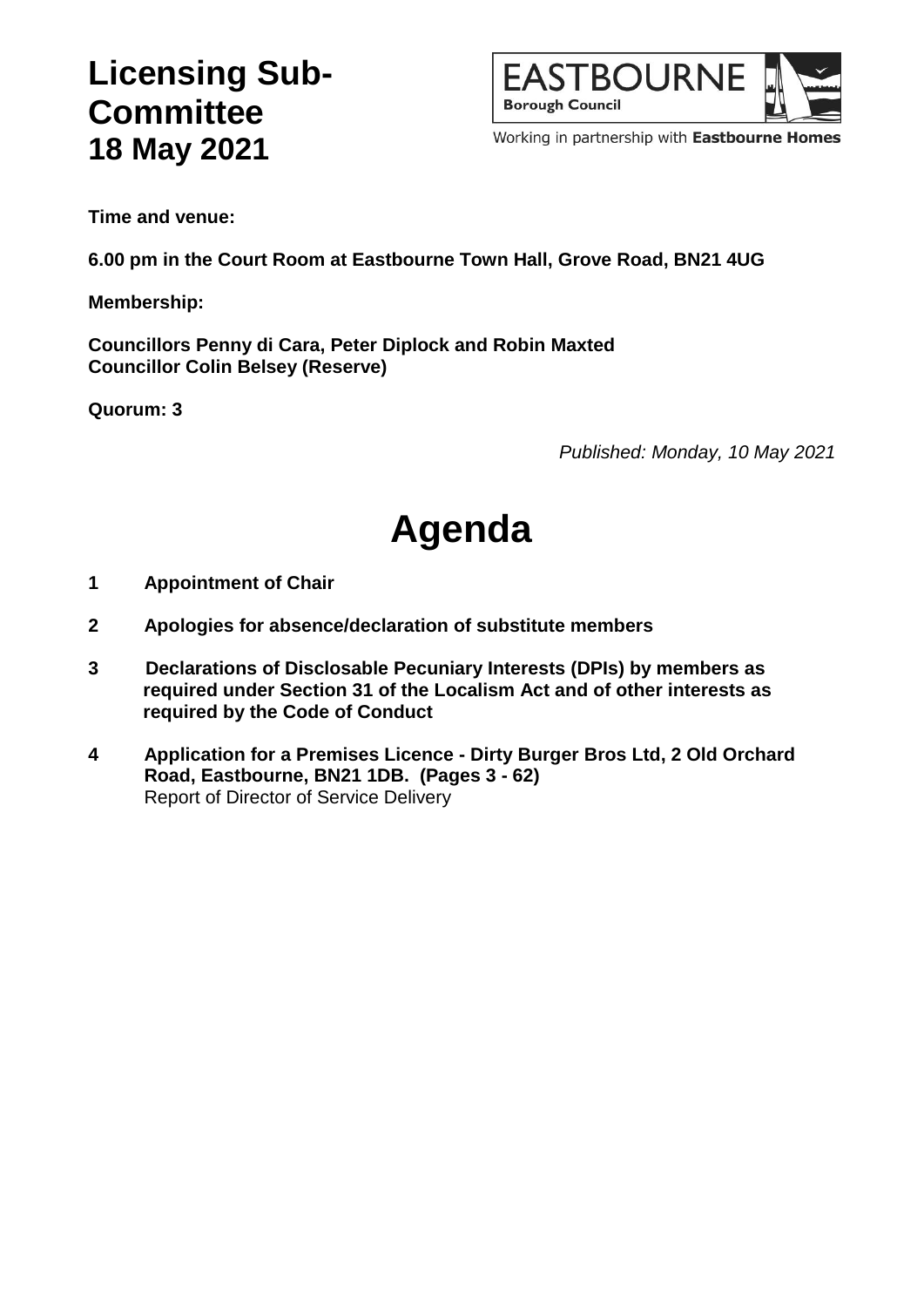# Licensing Sub-Committee
# 18 May 2021

EASTBOURNE Borough Council

Working in partnership with **Eastbourne Homes**

**Time and venue:**

**6.00 pm in the Court Room at Eastbourne Town Hall, Grove Road, BN21 4UG**

**Membership:**

**Councillors Penny di Cara, Peter Diplock and Robin Maxted**
**Councillor Colin Belsey (Reserve)**

**Quorum: 3**

*Published: Monday, 10 May 2021*

# Agenda

**1 Appointment of Chair**

**2 Apologies for absence/declaration of substitute members**

**3 Declarations of Disclosable Pecuniary Interests (DPIs) by members as required under Section 31 of the Localism Act and of other interests as required by the Code of Conduct**

**4 Application for a Premises Licence - Dirty Burger Bros Ltd, 2 Old Orchard Road, Eastbourne, BN21 1DB. (Pages 3 - 62)**
Report of Director of Service Delivery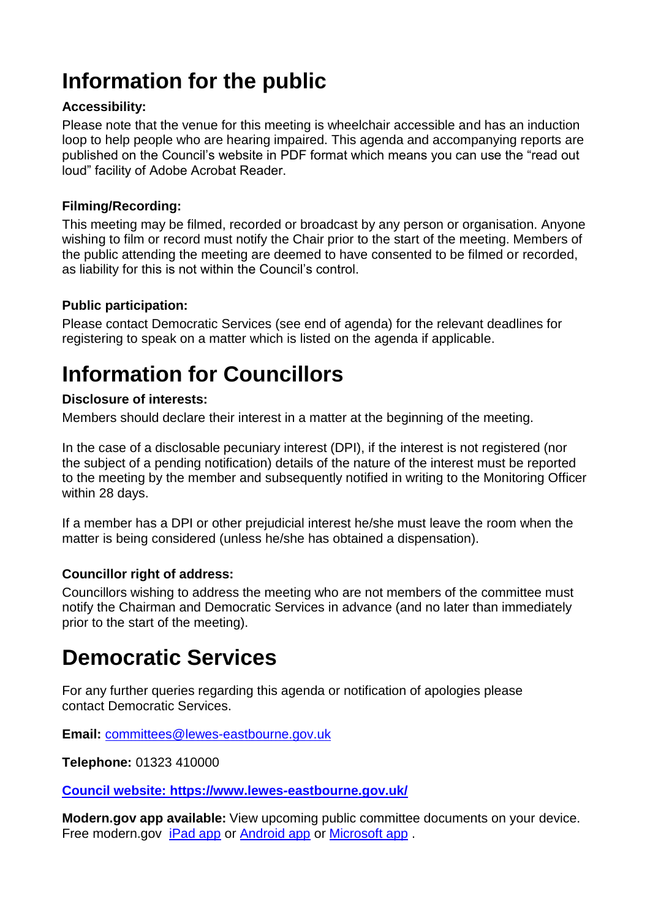# Information for the public

**Accessibility:**

Please note that the venue for this meeting is wheelchair accessible and has an induction loop to help people who are hearing impaired. This agenda and accompanying reports are published on the Council's website in PDF format which means you can use the "read out loud" facility of Adobe Acrobat Reader.

**Filming/Recording:**

This meeting may be filmed, recorded or broadcast by any person or organisation. Anyone wishing to film or record must notify the Chair prior to the start of the meeting. Members of the public attending the meeting are deemed to have consented to be filmed or recorded, as liability for this is not within the Council's control.

**Public participation:**

Please contact Democratic Services (see end of agenda) for the relevant deadlines for registering to speak on a matter which is listed on the agenda if applicable.

# Information for Councillors

**Disclosure of interests:**

Members should declare their interest in a matter at the beginning of the meeting.

In the case of a disclosable pecuniary interest (DPI), if the interest is not registered (nor the subject of a pending notification) details of the nature of the interest must be reported to the meeting by the member and subsequently notified in writing to the Monitoring Officer within 28 days.

If a member has a DPI or other prejudicial interest he/she must leave the room when the matter is being considered (unless he/she has obtained a dispensation).

**Councillor right of address:**

Councillors wishing to address the meeting who are not members of the committee must notify the Chairman and Democratic Services in advance (and no later than immediately prior to the start of the meeting).

# Democratic Services

For any further queries regarding this agenda or notification of apologies please contact Democratic Services.

**Email:** committees@lewes-eastbourne.gov.uk

**Telephone:** 01323 410000

**Council website: https://www.lewes-eastbourne.gov.uk/**

**Modern.gov app available:** View upcoming public committee documents on your device. Free modern.gov iPad app or Android app or Microsoft app .